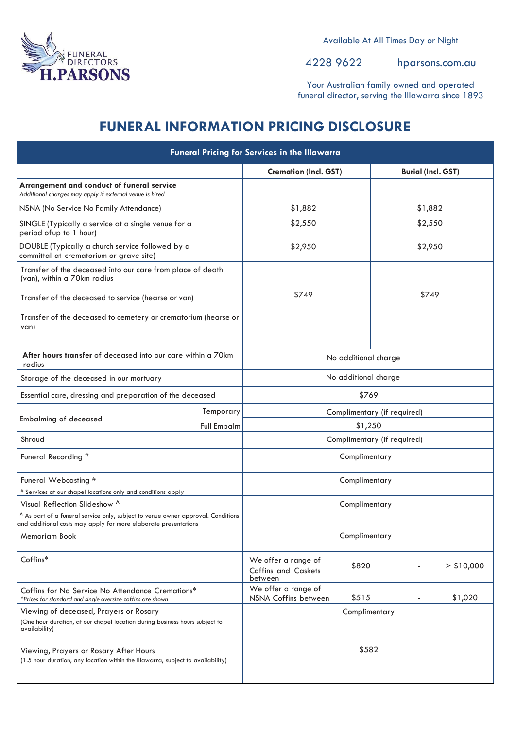FUNERAL DIRECTORS H.PARSONS

Available At All Times Day or Night

4228 9622 hparsons.com.au

Your Australian family owned and operated funeral director, serving the Illawarra since 1893

# FUNERAL INFORMATION PRICING DISCLOSURE

| Funeral Pricing for Services in the Illawarra | | |
|---|---|---|
| | **Cremation (Incl. GST)** | **Burial (Incl. GST)** |
| **Arrangement and conduct of funeral service**<br>*Additional charges may apply if external venue is hired* | | |
| NSNA (No Service No Family Attendance) | $1,882 | $1,882 |
| SINGLE (Typically a service at a single venue for a period ofup to 1 hour) | $2,550 | $2,550 |
| DOUBLE (Typically a church service followed by a committal at crematorium or grave site) | $2,950 | $2,950 |
| Transfer of the deceased into our care from place of death (van), within a 70km radius<br>Transfer of the deceased to service (hearse or van)<br>Transfer of the deceased to cemetery or crematorium (hearse or van) | $749 | $749 |
| **After hours transfer** of deceased into our care within a 70km radius | No additional charge | |
| Storage of the deceased in our mortuary | No additional charge | |
| Essential care, dressing and preparation of the deceased | $769 | |
| Embalming of deceased — Temporary | Complimentary (if required) | |
| Embalming of deceased — Full Embalm | $1,250 | |
| Shroud | Complimentary (if required) | |
| Funeral Recording # | Complimentary | |
| Funeral Webcasting #<br># Services at our chapel locations only and conditions apply | Complimentary | |
| Visual Reflection Slideshow ^<br>^ As part of a funeral service only, subject to venue owner approval. Conditions and additional costs may apply for more elaborate presentations | Complimentary | |
| Memoriam Book | Complimentary | |
| Coffins* | We offer a range of Coffins and Caskets between $820 - > $10,000 | |
| Coffins for No Service No Attendance Cremations*<br>*Prices for standard and single oversize coffins are shown* | We offer a range of NSNA Coffins between $515 - $1,020 | |
| Viewing of deceased, Prayers or Rosary<br>(One hour duration, at our chapel location during business hours subject to availability) | Complimentary | |
| Viewing, Prayers or Rosary After Hours<br>(1.5 hour duration, any location within the Illawarra, subject to availability) | $582 | |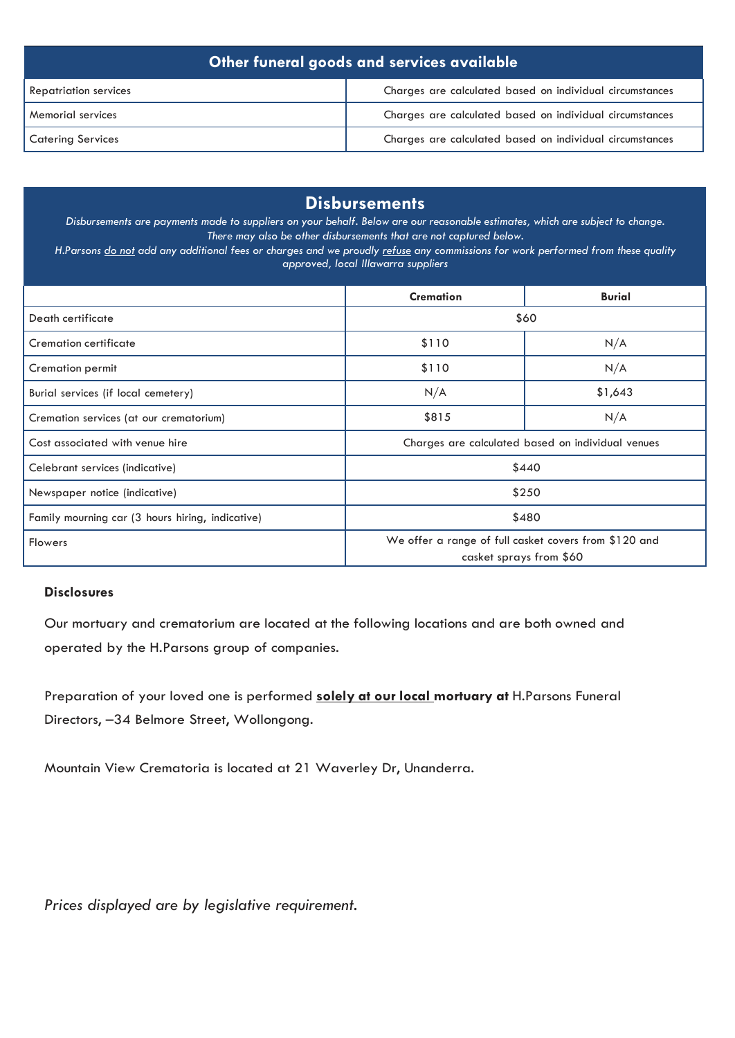| Other funeral goods and services available | |
|---|---|
| Repatriation services | Charges are calculated based on individual circumstances |
| Memorial services | Charges are calculated based on individual circumstances |
| Catering Services | Charges are calculated based on individual circumstances |

## Disbursements

*Disbursements are payments made to suppliers on your behalf. Below are our reasonable estimates, which are subject to change. There may also be other disbursements that are not captured below.*
*H.Parsons do not add any additional fees or charges and we proudly refuse any commissions for work performed from these quality approved, local Illawarra suppliers*

| | Cremation | Burial |
|---|---|---|
| Death certificate | $60 | |
| Cremation certificate | $110 | N/A |
| Cremation permit | $110 | N/A |
| Burial services (if local cemetery) | N/A | $1,643 |
| Cremation services (at our crematorium) | $815 | N/A |
| Cost associated with venue hire | Charges are calculated based on individual venues | |
| Celebrant services (indicative) | $440 | |
| Newspaper notice (indicative) | $250 | |
| Family mourning car (3 hours hiring, indicative) | $480 | |
| Flowers | We offer a range of full casket covers from $120 and casket sprays from $60 | |

**Disclosures**

Our mortuary and crematorium are located at the following locations and are both owned and operated by the H.Parsons group of companies.

Preparation of your loved one is performed **solely at our local mortuary at** H.Parsons Funeral Directors, –34 Belmore Street, Wollongong.

Mountain View Crematoria is located at 21 Waverley Dr, Unanderra.

*Prices displayed are by legislative requirement.*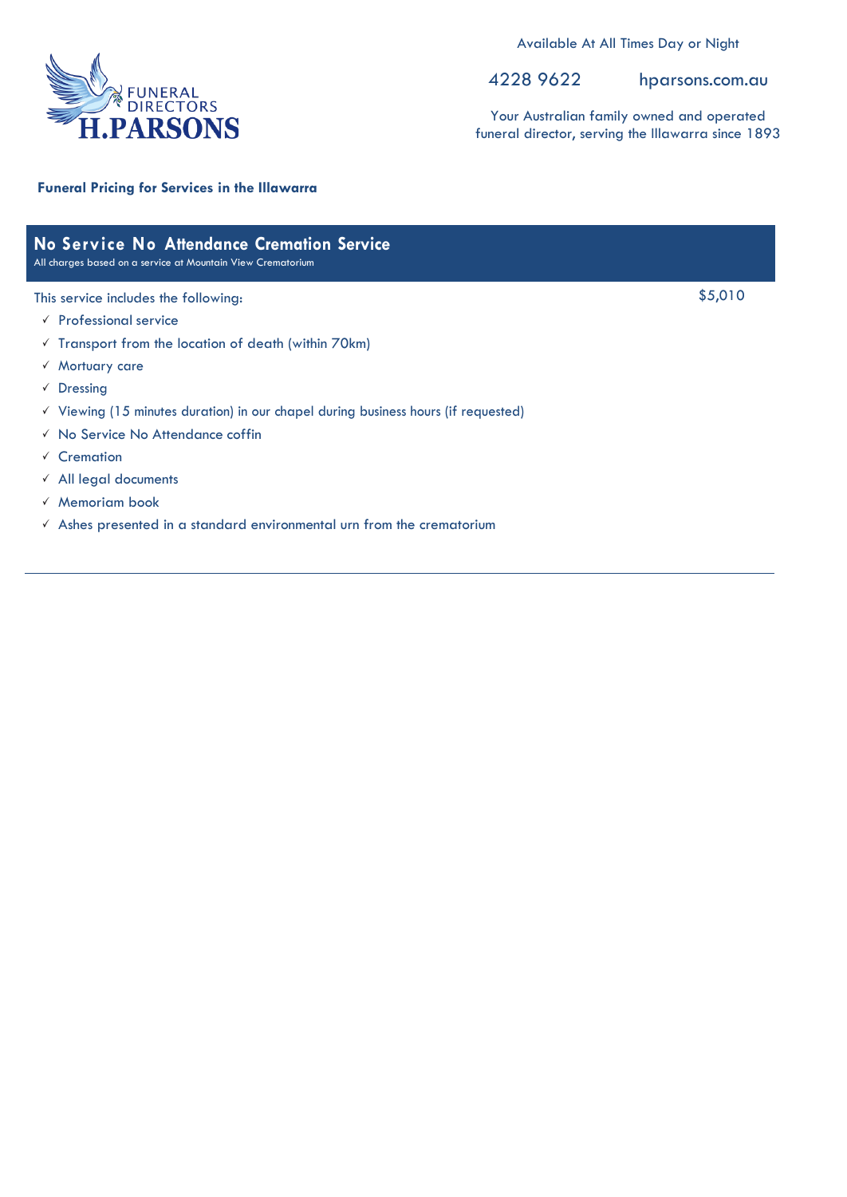FUNERAL DIRECTORS
H.PARSONS

Available At All Times Day or Night

4228 9622 hparsons.com.au

Your Australian family owned and operated funeral director, serving the Illawarra since 1893

**Funeral Pricing for Services in the Illawarra**

## No Service No Attendance Cremation Service

All charges based on a service at Mountain View Crematorium

This service includes the following: $5,010

- ✓ Professional service
- ✓ Transport from the location of death (within 70km)
- ✓ Mortuary care
- ✓ Dressing
- ✓ Viewing (15 minutes duration) in our chapel during business hours (if requested)
- ✓ No Service No Attendance coffin
- ✓ Cremation
- ✓ All legal documents
- ✓ Memoriam book
- ✓ Ashes presented in a standard environmental urn from the crematorium